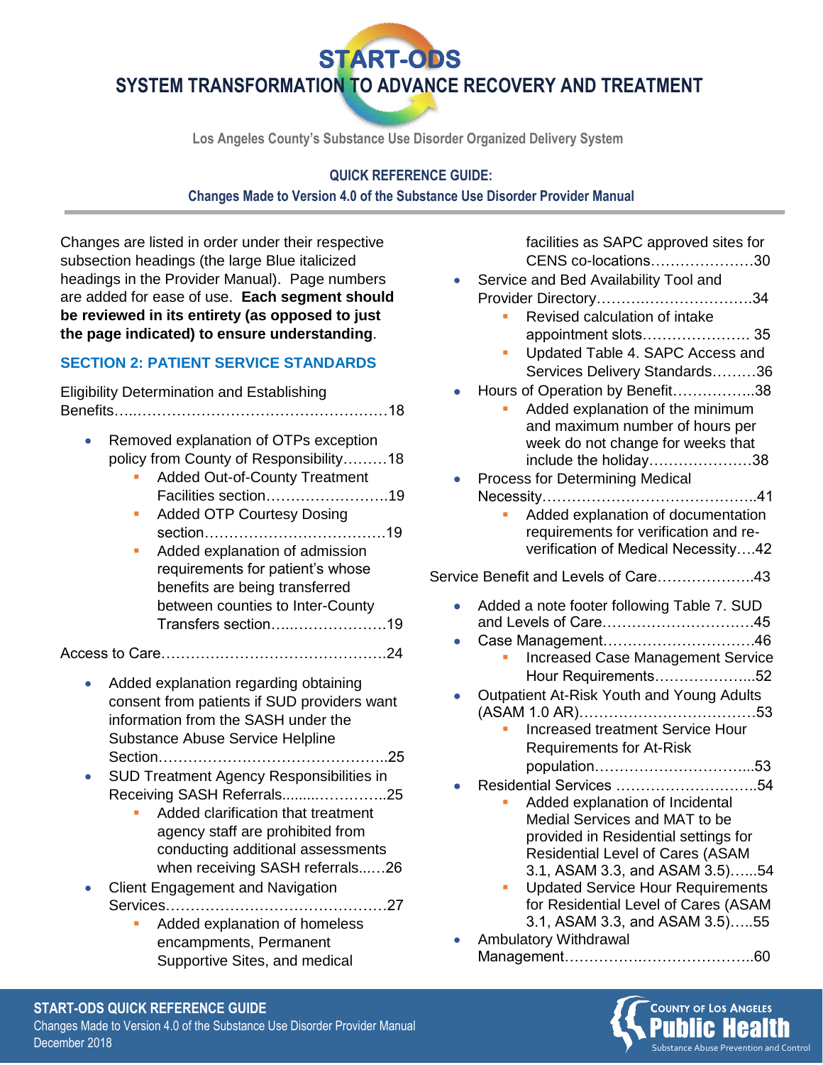# START-ODS

## SYSTEM TRANSFORMATION TO ADVANCE RECOVERY AND TREATMENT

Los Angeles County's Substance Use Disorder Organized Delivery System

**QUICK REFERENCE GUIDE:**
**Changes Made to Version 4.0 of the Substance Use Disorder Provider Manual**

Changes are listed in order under their respective subsection headings (the large Blue italicized headings in the Provider Manual). Page numbers are added for ease of use. **Each segment should be reviewed in its entirety (as opposed to just the page indicated) to ensure understanding**.

## SECTION 2: PATIENT SERVICE STANDARDS

Eligibility Determination and Establishing Benefits……………………………………………………18

- Removed explanation of OTPs exception policy from County of Responsibility………18
  - Added Out-of-County Treatment Facilities section……………………….19
  - Added OTP Courtesy Dosing section…………………………………19
  - Added explanation of admission requirements for patient's whose benefits are being transferred between counties to Inter-County Transfers section…..………………19

Access to Care……………………………………….24

- Added explanation regarding obtaining consent from patients if SUD providers want information from the SASH under the Substance Abuse Service Helpline Section………………………………………..25
- SUD Treatment Agency Responsibilities in Receiving SASH Referrals........……………25
  - Added clarification that treatment agency staff are prohibited from conducting additional assessments when receiving SASH referrals...…26
- Client Engagement and Navigation Services………………………………………27
  - Added explanation of homeless encampments, Permanent Supportive Sites, and medical facilities as SAPC approved sites for CENS co-locations…………………30
- Service and Bed Availability Tool and Provider Directory…………………………….34
  - Revised calculation of intake appointment slots…………………. 35
  - Updated Table 4. SAPC Access and Services Delivery Standards………36
- Hours of Operation by Benefit……………..38
  - Added explanation of the minimum and maximum number of hours per week do not change for weeks that include the holiday………………….38
- Process for Determining Medical Necessity……………………………………..41
  - Added explanation of documentation requirements for verification and re-verification of Medical Necessity….42

Service Benefit and Levels of Care………………..43

- Added a note footer following Table 7. SUD and Levels of Care………………………….45
- Case Management………………………….46
  - Increased Case Management Service Hour Requirements………………...52
- Outpatient At-Risk Youth and Young Adults (ASAM 1.0 AR)………………………………53
  - Increased treatment Service Hour Requirements for At-Risk population…………………………...53
- Residential Services ………………………..54
  - Added explanation of Incidental Medial Services and MAT to be provided in Residential settings for Residential Level of Cares (ASAM 3.1, ASAM 3.3, and ASAM 3.5)…...54
  - Updated Service Hour Requirements for Residential Level of Cares (ASAM 3.1, ASAM 3.3, and ASAM 3.5)…..55
- Ambulatory Withdrawal Management……………….………………..60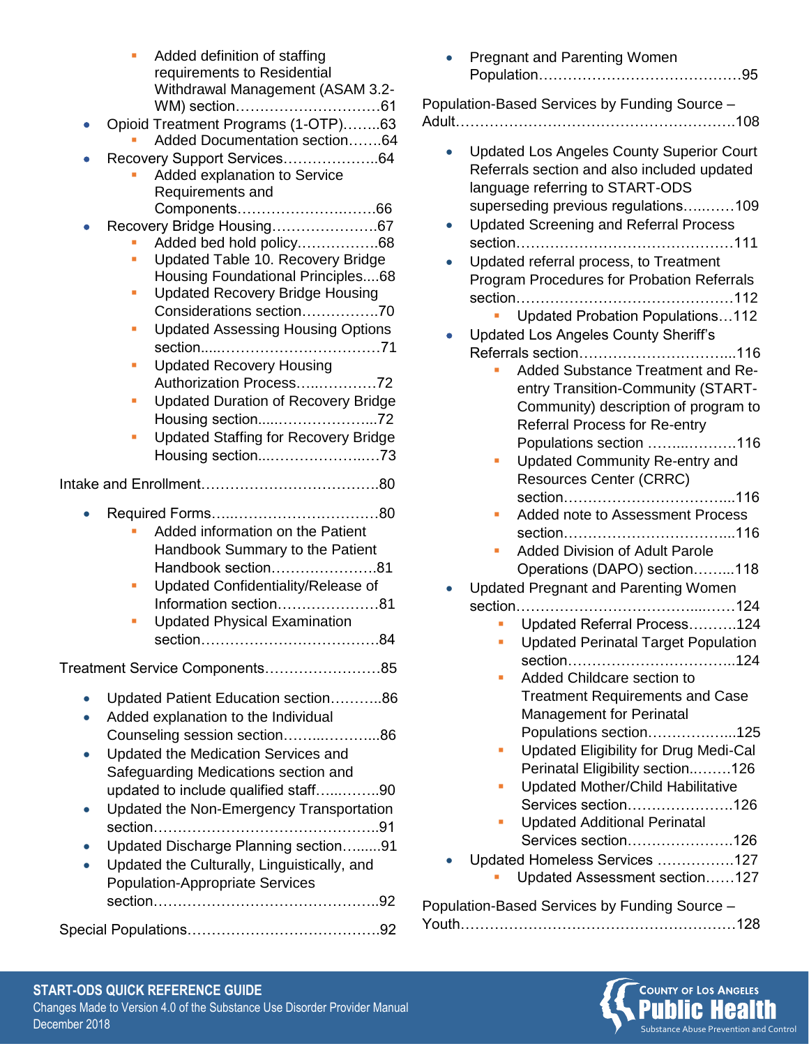- Added definition of staffing requirements to Residential Withdrawal Management (ASAM 3.2-WM) section…………………………61
- Opioid Treatment Programs (1-OTP)……..63
   - Added Documentation section…….64
- Recovery Support Services………………..64
   - Added explanation to Service Requirements and Components…………………….…66
- Recovery Bridge Housing………………….67
   - Added bed hold policy……………..68
   - Updated Table 10. Recovery Bridge Housing Foundational Principles....68
   - Updated Recovery Bridge Housing Considerations section…………….70
   - Updated Assessing Housing Options section.....……………………………71
   - Updated Recovery Housing Authorization Process…..…………72
   - Updated Duration of Recovery Bridge Housing section....…………………...72
   - Updated Staffing for Recovery Bridge Housing section...……………….…73

Intake and Enrollment……………………………….80

- Required Forms…..…………………………80
   - Added information on the Patient Handbook Summary to the Patient Handbook section………………….81
   - Updated Confidentiality/Release of Information section…………………81
   - Updated Physical Examination section……………………………….84

Treatment Service Components……………………85

- Updated Patient Education section………..86
- Added explanation to the Individual Counseling session section……...………...86
- Updated the Medication Services and Safeguarding Medications section and updated to include qualified staff…..……..90
- Updated the Non-Emergency Transportation section……………………………………….91
- Updated Discharge Planning section….......91
- Updated the Culturally, Linguistically, and Population-Appropriate Services section……………………………………….92

Special Populations………………………………….92

- Pregnant and Parenting Women Population……………………………………95

Population-Based Services by Funding Source – Adult…………………………………………………108

- Updated Los Angeles County Superior Court Referrals section and also included updated language referring to START-ODS superseding previous regulations…..……109
- Updated Screening and Referral Process section………………………………………111
- Updated referral process, to Treatment Program Procedures for Probation Referrals section………………………………………112
   - Updated Probation Populations…112
- Updated Los Angeles County Sheriff's Referrals section…………………………...116
   - Added Substance Treatment and Re-entry Transition-Community (START-Community) description of program to Referral Process for Re-entry Populations section …….………….116
   - Updated Community Re-entry and Resources Center (CRRC) section……………………………...116
   - Added note to Assessment Process section……………………………...116
   - Added Division of Adult Parole Operations (DAPO) section……...118
- Updated Pregnant and Parenting Women section……………………………...……124
   - Updated Referral Process……….124
   - Updated Perinatal Target Population section……………………………..124
   - Added Childcare section to Treatment Requirements and Case Management for Perinatal Populations section………………..125
   - Updated Eligibility for Drug Medi-Cal Perinatal Eligibility section..…….126
   - Updated Mother/Child Habilitative Services section………………….126
   - Updated Additional Perinatal Services section………………….126
- Updated Homeless Services …………….127
   - Updated Assessment section……127

Population-Based Services by Funding Source – Youth…………………………………………………128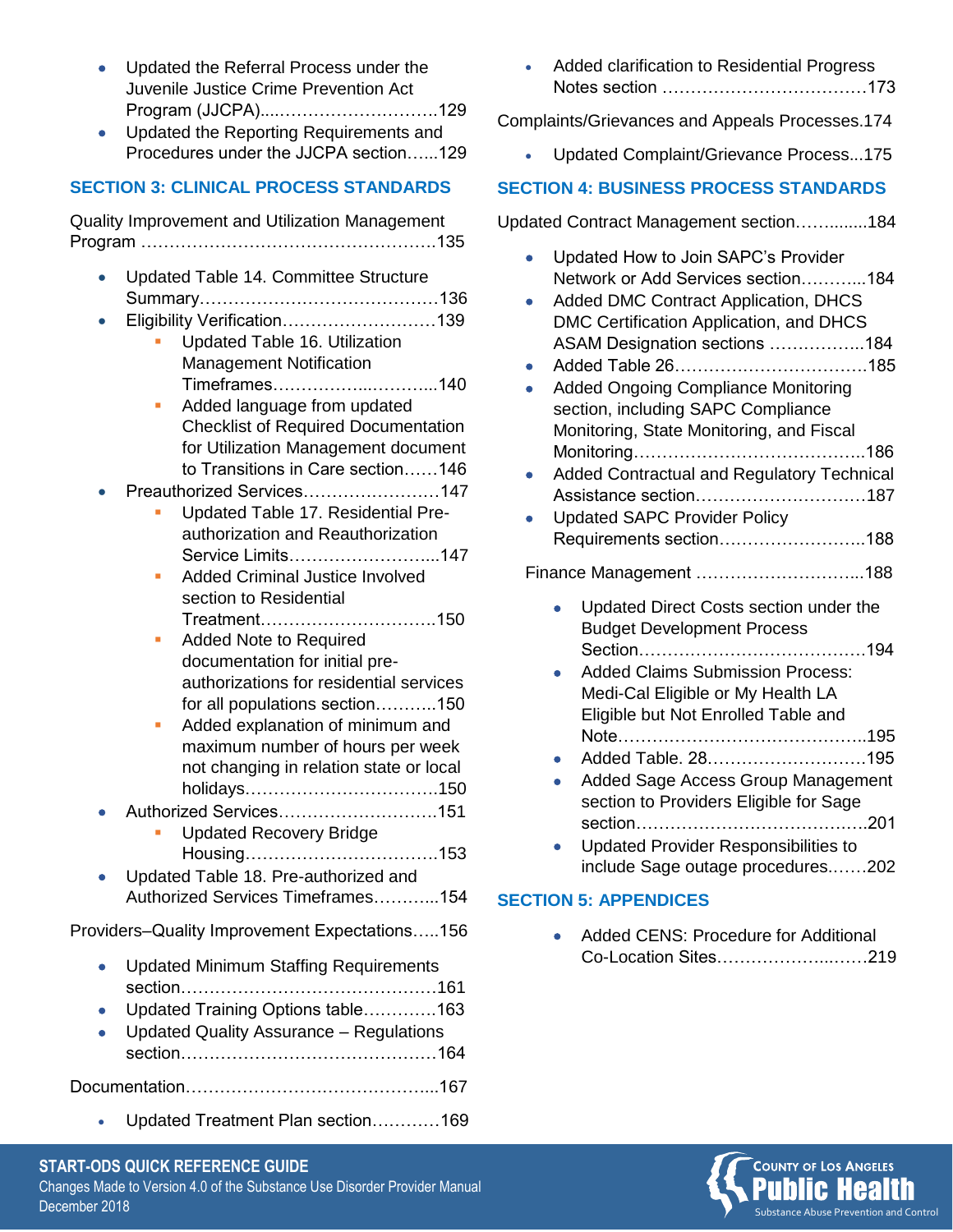- Updated the Referral Process under the Juvenile Justice Crime Prevention Act Program (JJCPA)....…………………………129
- Updated the Reporting Requirements and Procedures under the JJCPA section…...129

## SECTION 3: CLINICAL PROCESS STANDARDS

Quality Improvement and Utilization Management Program ………………………………………………135

- Updated Table 14. Committee Structure Summary……………………………………136
- Eligibility Verification………………………139
    - Updated Table 16. Utilization Management Notification Timeframes……………...………...140
    - Added language from updated Checklist of Required Documentation for Utilization Management document to Transitions in Care section……146
- Preauthorized Services……………………147
    - Updated Table 17. Residential Pre-authorization and Reauthorization Service Limits……………………...147
    - Added Criminal Justice Involved section to Residential Treatment………………………….150
    - Added Note to Required documentation for initial pre-authorizations for residential services for all populations section………..150
    - Added explanation of minimum and maximum number of hours per week not changing in relation state or local holidays…………………………….150
- Authorized Services……………………….151
    - Updated Recovery Bridge Housing…………………………….153
- Updated Table 18. Pre-authorized and Authorized Services Timeframes………...154

Providers–Quality Improvement Expectations…..156

- Updated Minimum Staffing Requirements section………………………………………161
- Updated Training Options table…………163
- Updated Quality Assurance – Regulations section………………………………………164

Documentation……………………………………...167

- Updated Treatment Plan section…………169
- Added clarification to Residential Progress Notes section ………………………………173

Complaints/Grievances and Appeals Processes.174

- Updated Complaint/Grievance Process...175

## SECTION 4: BUSINESS PROCESS STANDARDS

Updated Contract Management section…….......184

- Updated How to Join SAPC's Provider Network or Add Services section………...184
- Added DMC Contract Application, DHCS DMC Certification Application, and DHCS ASAM Designation sections ……………..184
- Added Table 26……………………………185
- Added Ongoing Compliance Monitoring section, including SAPC Compliance Monitoring, State Monitoring, and Fiscal Monitoring…………………………………..186
- Added Contractual and Regulatory Technical Assistance section…………………………187
- Updated SAPC Provider Policy Requirements section……………………..188

Finance Management ………………………...188

- Updated Direct Costs section under the Budget Development Process Section…………………………………194
- Added Claims Submission Process: Medi-Cal Eligible or My Health LA Eligible but Not Enrolled Table and Note……………………………………..195
- Added Table. 28………………………195
- Added Sage Access Group Management section to Providers Eligible for Sage section…………………………………..201
- Updated Provider Responsibilities to include Sage outage procedures.……202

## SECTION 5: APPENDICES

- Added CENS: Procedure for Additional Co-Location Sites…………………..……219